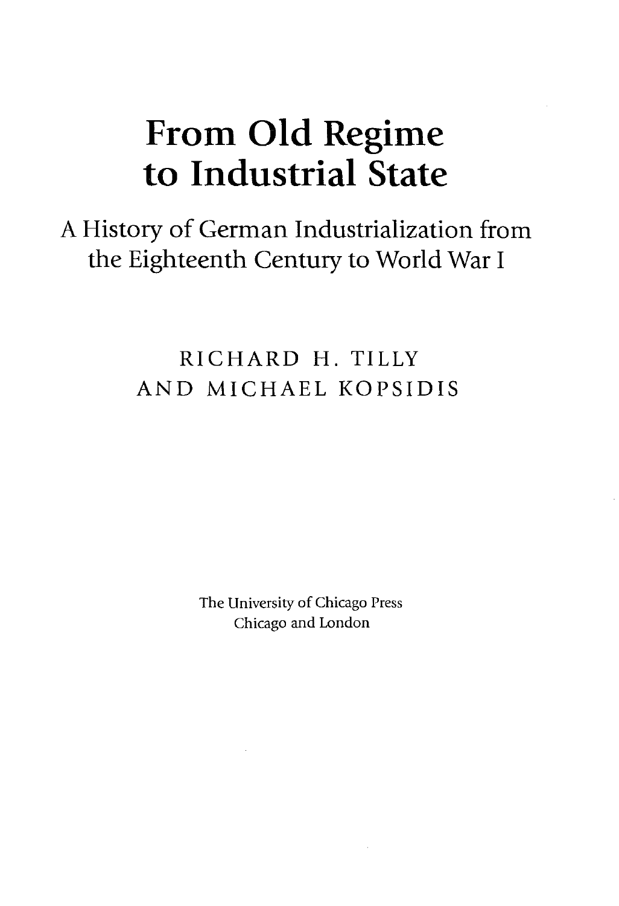# From Old Regime to Industrial State

## A History of German Industrialization from the Eighteenth Century to World War I

RICHARD H. TILLY
AND MICHAEL KOPSIDIS

The University of Chicago Press
Chicago and London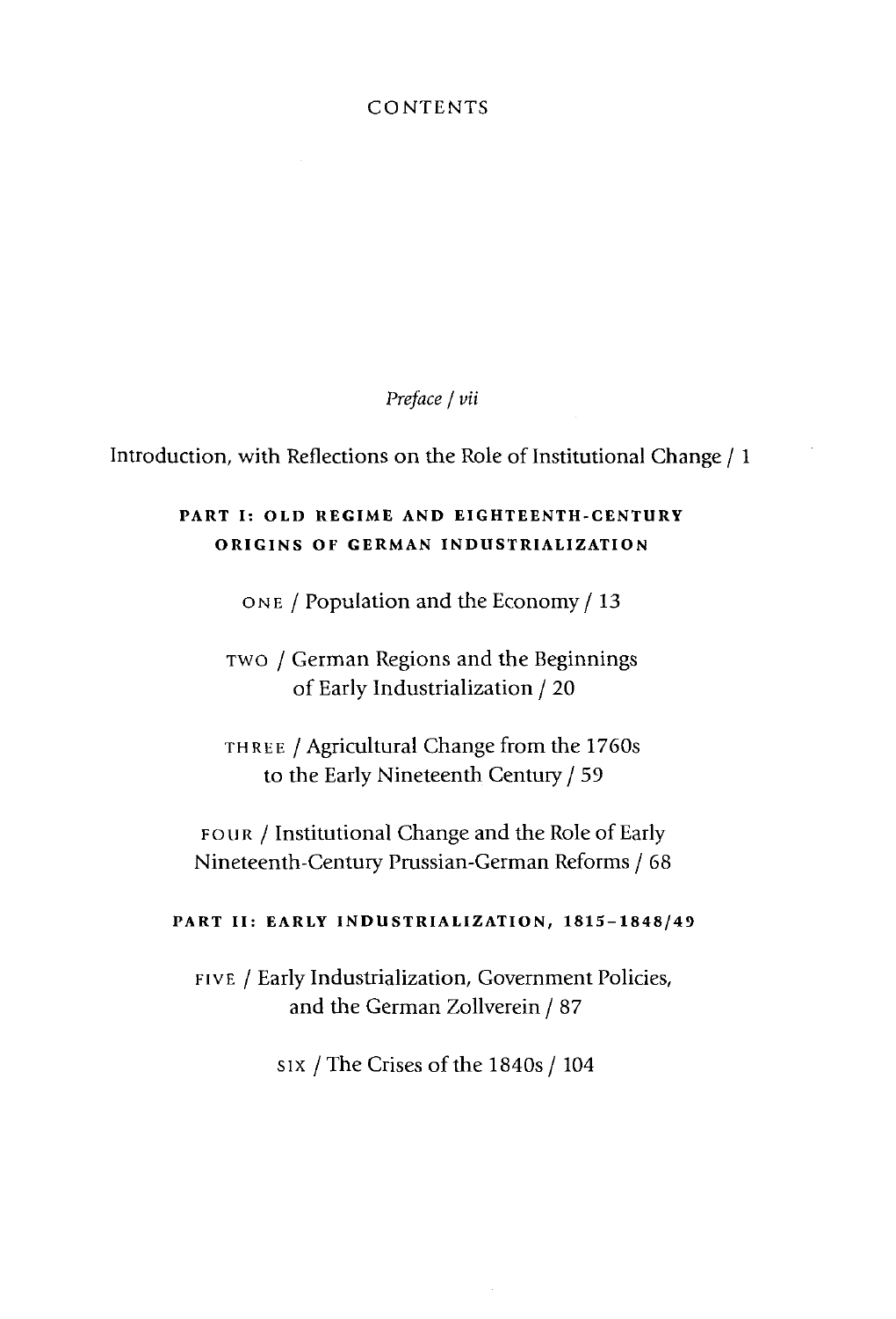# CONTENTS

*Preface* / *vii*

Introduction, with Reflections on the Role of Institutional Change / 1

## PART I: OLD REGIME AND EIGHTEENTH-CENTURY ORIGINS OF GERMAN INDUSTRIALIZATION

ONE / Population and the Economy / 13

TWO / German Regions and the Beginnings of Early Industrialization / 20

THREE / Agricultural Change from the 1760s to the Early Nineteenth Century / 59

FOUR / Institutional Change and the Role of Early Nineteenth-Century Prussian-German Reforms / 68

## PART II: EARLY INDUSTRIALIZATION, 1815–1848/49

FIVE / Early Industrialization, Government Policies, and the German Zollverein / 87

SIX / The Crises of the 1840s / 104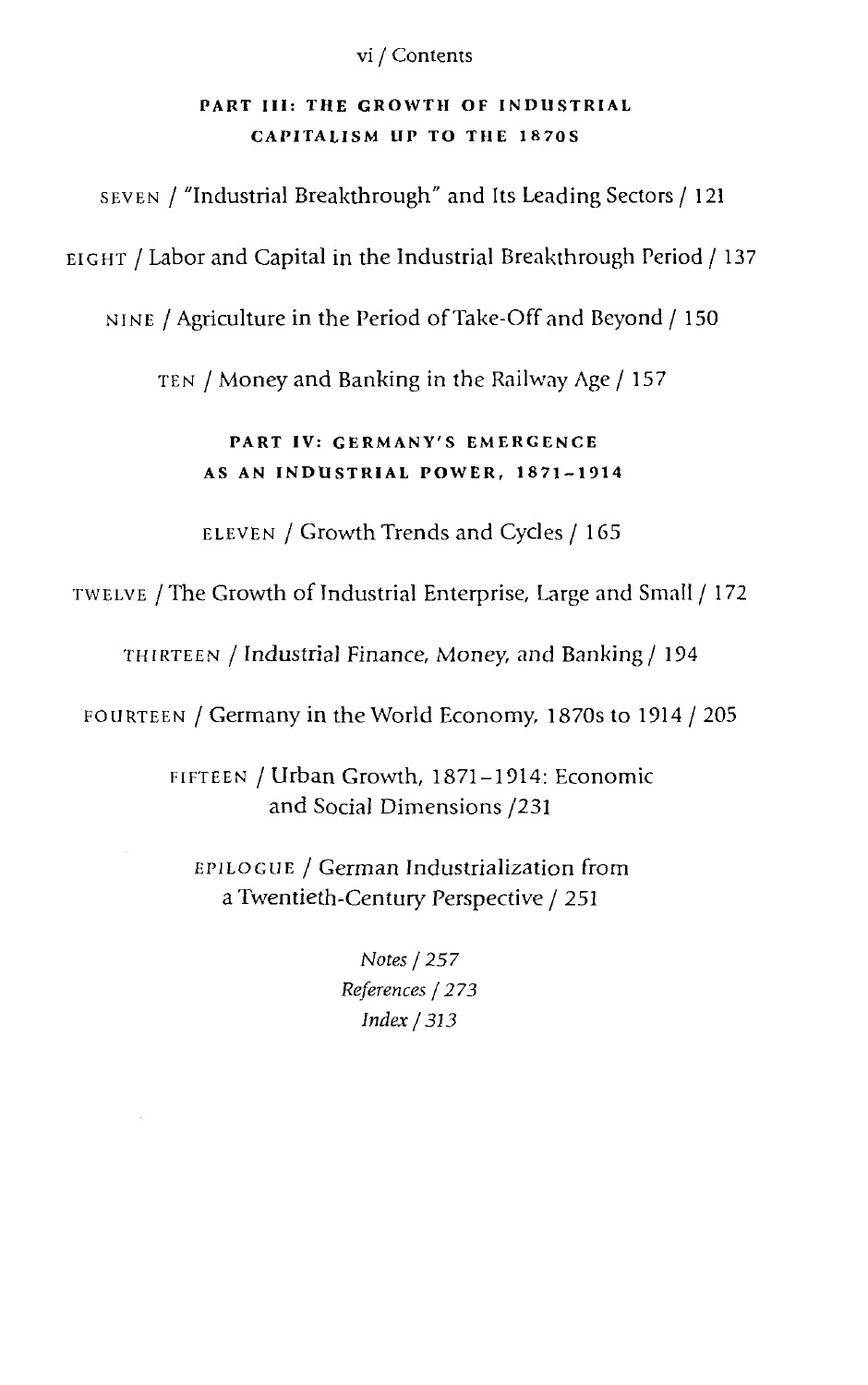**PART III: THE GROWTH OF INDUSTRIAL CAPITALISM UP TO THE 1870S**

SEVEN / "Industrial Breakthrough" and Its Leading Sectors / 121

EIGHT / Labor and Capital in the Industrial Breakthrough Period / 137

NINE / Agriculture in the Period of Take-Off and Beyond / 150

TEN / Money and Banking in the Railway Age / 157

**PART IV: GERMANY'S EMERGENCE AS AN INDUSTRIAL POWER, 1871–1914**

ELEVEN / Growth Trends and Cycles / 165

TWELVE / The Growth of Industrial Enterprise, Large and Small / 172

THIRTEEN / Industrial Finance, Money, and Banking / 194

FOURTEEN / Germany in the World Economy, 1870s to 1914 / 205

FIFTEEN / Urban Growth, 1871–1914: Economic and Social Dimensions /231

EPILOGUE / German Industrialization from a Twentieth-Century Perspective / 251

*Notes / 257*

*References / 273*

*Index / 313*